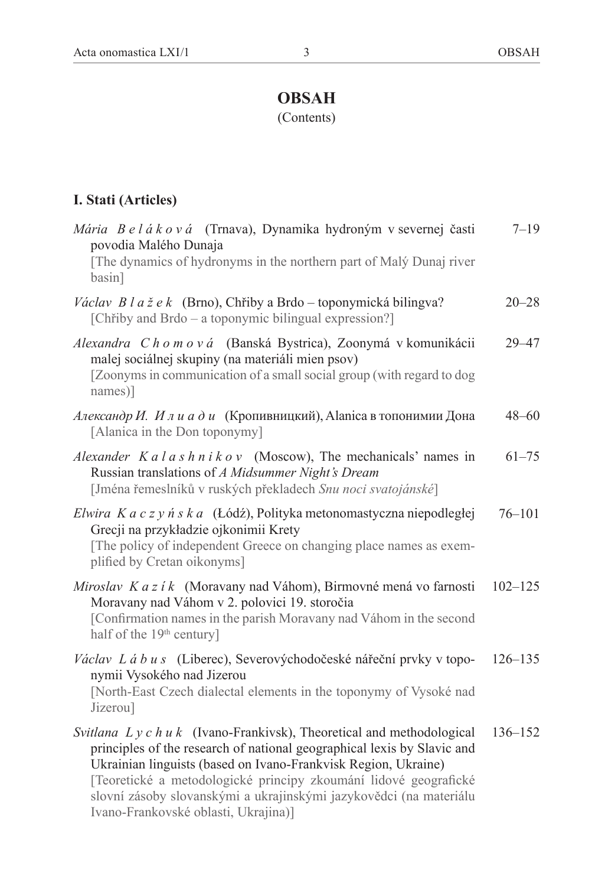# OBSAH

(Contents)

## I. Stati (Articles)

*Mária B e l á k o v á* (Trnava), Dynamika hydroným v severnej časti povodia Malého Dunaja — 7–19
[The dynamics of hydronyms in the northern part of Malý Dunaj river basin]

*Václav B l a ž e k* (Brno), Chřiby a Brdo – toponymická bilingva? — 20–28
[Chřiby and Brdo – a toponymic bilingual expression?]

*Alexandra C h o m o v á* (Banská Bystrica), Zoonymá v komunikácii malej sociálnej skupiny (na materiáli mien psov) — 29–47
[Zoonyms in communication of a small social group (with regard to dog names)]

*Александр И. И л и а д и* (Кропивницкий), Alanica в топонимии Дона — 48–60
[Alanica in the Don toponymy]

*Alexander K a l a s h n i k o v* (Moscow), The mechanicals' names in Russian translations of *A Midsummer Night's Dream* — 61–75
[Jména řemeslníků v ruských překladech *Snu noci svatojánské*]

*Elwira K a c z y ń s k a* (Łódź), Polityka metonomastyczna niepodległej Grecji na przykładzie ojkonimii Krety — 76–101
[The policy of independent Greece on changing place names as exemplified by Cretan oikonyms]

*Miroslav K a z í k* (Moravany nad Váhom), Birmovné mená vo farnosti Moravany nad Váhom v 2. polovici 19. storočia — 102–125
[Confirmation names in the parish Moravany nad Váhom in the second half of the 19th century]

*Václav L á b u s* (Liberec), Severovýchodočeské nářeční prvky v toponymii Vysokého nad Jizerou — 126–135
[North-East Czech dialectal elements in the toponymy of Vysoké nad Jizerou]

*Svitlana L y c h u k* (Ivano-Frankivsk), Theoretical and methodological principles of the research of national geographical lexis by Slavic and Ukrainian linguists (based on Ivano-Frankvisk Region, Ukraine) — 136–152
[Teoretické a metodologické principy zkoumání lidové geografické slovní zásoby slovanskými a ukrajinskými jazykovědci (na materiálu Ivano-Frankovské oblasti, Ukrajina)]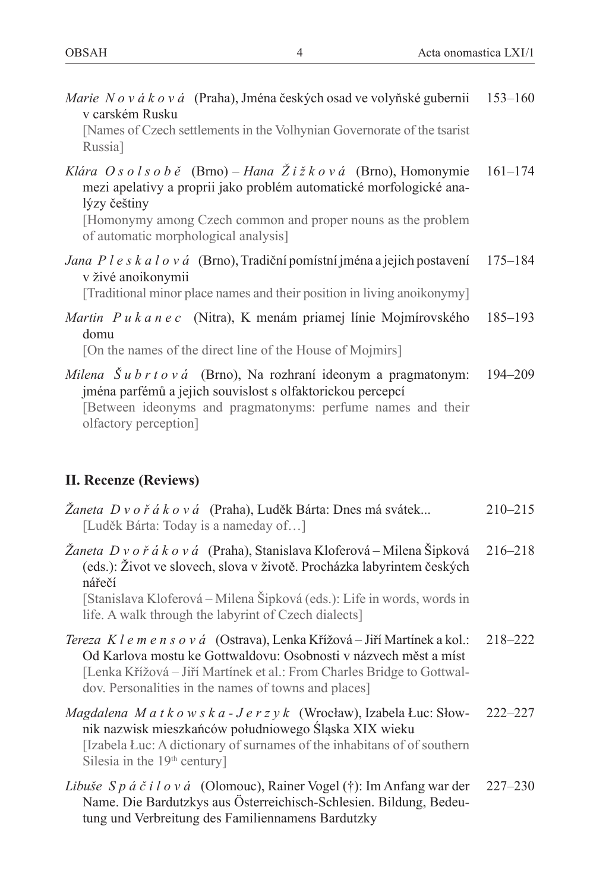*Marie Nováková* (Praha), Jména českých osad ve volyňské gubernii v carském Rusku 153–160
[Names of Czech settlements in the Volhynian Governorate of the tsarist Russia]

*Klára Osolsobě* (Brno) – *Hana Žižková* (Brno), Homonymie mezi apelativy a proprii jako problém automatické morfologické analýzy češtiny 161–174
[Homonymy among Czech common and proper nouns as the problem of automatic morphological analysis]

*Jana Pleskalová* (Brno), Tradiční pomístní jména a jejich postavení v živé anoikonymii 175–184
[Traditional minor place names and their position in living anoikonymy]

*Martin Pukanec* (Nitra), K menám priamej línie Mojmírovského domu 185–193
[On the names of the direct line of the House of Mojmirs]

*Milena Šubrtová* (Brno), Na rozhraní ideonym a pragmatonym: jména parfémů a jejich souvislost s olfaktorickou percepcí 194–209
[Between ideonyms and pragmatonyms: perfume names and their olfactory perception]

## II. Recenze (Reviews)

*Žaneta Dvořáková* (Praha), Luděk Bárta: Dnes má svátek... 210–215
[Luděk Bárta: Today is a nameday of…]

*Žaneta Dvořáková* (Praha), Stanislava Kloferová – Milena Šipková (eds.): Život ve slovech, slova v životě. Procházka labyrintem českých nářečí 216–218
[Stanislava Kloferová – Milena Šipková (eds.): Life in words, words in life. A walk through the labyrint of Czech dialects]

*Tereza Klemensová* (Ostrava), Lenka Křížová – Jiří Martínek a kol.: Od Karlova mostu ke Gottwaldovu: Osobnosti v názvech měst a míst 218–222
[Lenka Křížová – Jiří Martínek et al.: From Charles Bridge to Gottwaldov. Personalities in the names of towns and places]

*Magdalena Matkowska-Jerzyk* (Wrocław), Izabela Łuc: Słownik nazwisk mieszkańców południowego Śląska XIX wieku 222–227
[Izabela Łuc: A dictionary of surnames of the inhabitans of of southern Silesia in the 19th century]

*Libuše Spáčilová* (Olomouc), Rainer Vogel (†): Im Anfang war der Name. Die Bardutzkys aus Österreichisch-Schlesien. Bildung, Bedeutung und Verbreitung des Familiennamens Bardutzky 227–230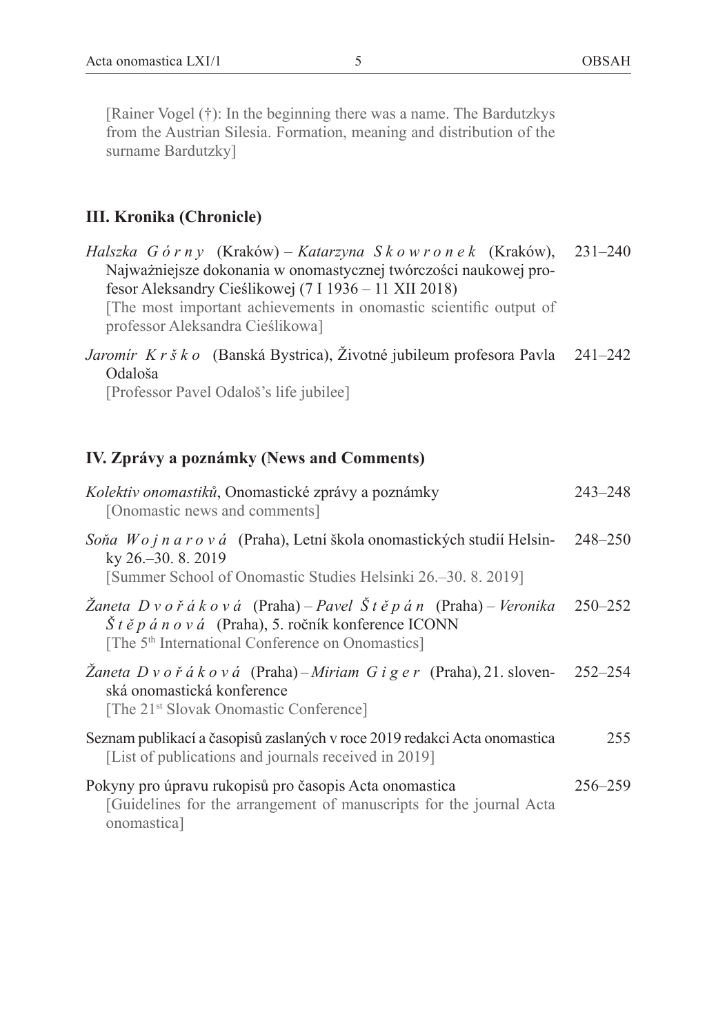[Rainer Vogel (†): In the beginning there was a name. The Bardutzkys from the Austrian Silesia. Formation, meaning and distribution of the surname Bardutzky]

### III. Kronika (Chronicle)

*Halszka G ó r n y* (Kraków) – *Katarzyna S k o w r o n e k* (Kraków), Najważniejsze dokonania w onomastycznej twórczości naukowej profesor Aleksandry Cieślikowej (7 I 1936 – 11 XII 2018) 231–240
[The most important achievements in onomastic scientific output of professor Aleksandra Cieślikowa]

*Jaromír K r š k o* (Banská Bystrica), Životné jubileum profesora Pavla Odaloša 241–242
[Professor Pavel Odaloš's life jubilee]

### IV. Zprávy a poznámky (News and Comments)

*Kolektiv onomastiků*, Onomastické zprávy a poznámky 243–248
[Onomastic news and comments]

*Soňa W o j n a r o v á* (Praha), Letní škola onomastických studií Helsinky 26.–30. 8. 2019 248–250
[Summer School of Onomastic Studies Helsinki 26.–30. 8. 2019]

*Žaneta D v o ř á k o v á* (Praha) – *Pavel Š t ě p á n* (Praha) – *Veronika Š t ě p á n o v á* (Praha), 5. ročník konference ICONN 250–252
[The 5th International Conference on Onomastics]

*Žaneta D v o ř á k o v á* (Praha) – *Miriam G i g e r* (Praha), 21. slovenská onomastická konference 252–254
[The 21st Slovak Onomastic Conference]

Seznam publikací a časopisů zaslaných v roce 2019 redakci Acta onomastica 255
[List of publications and journals received in 2019]

Pokyny pro úpravu rukopisů pro časopis Acta onomastica 256–259
[Guidelines for the arrangement of manuscripts for the journal Acta onomastica]